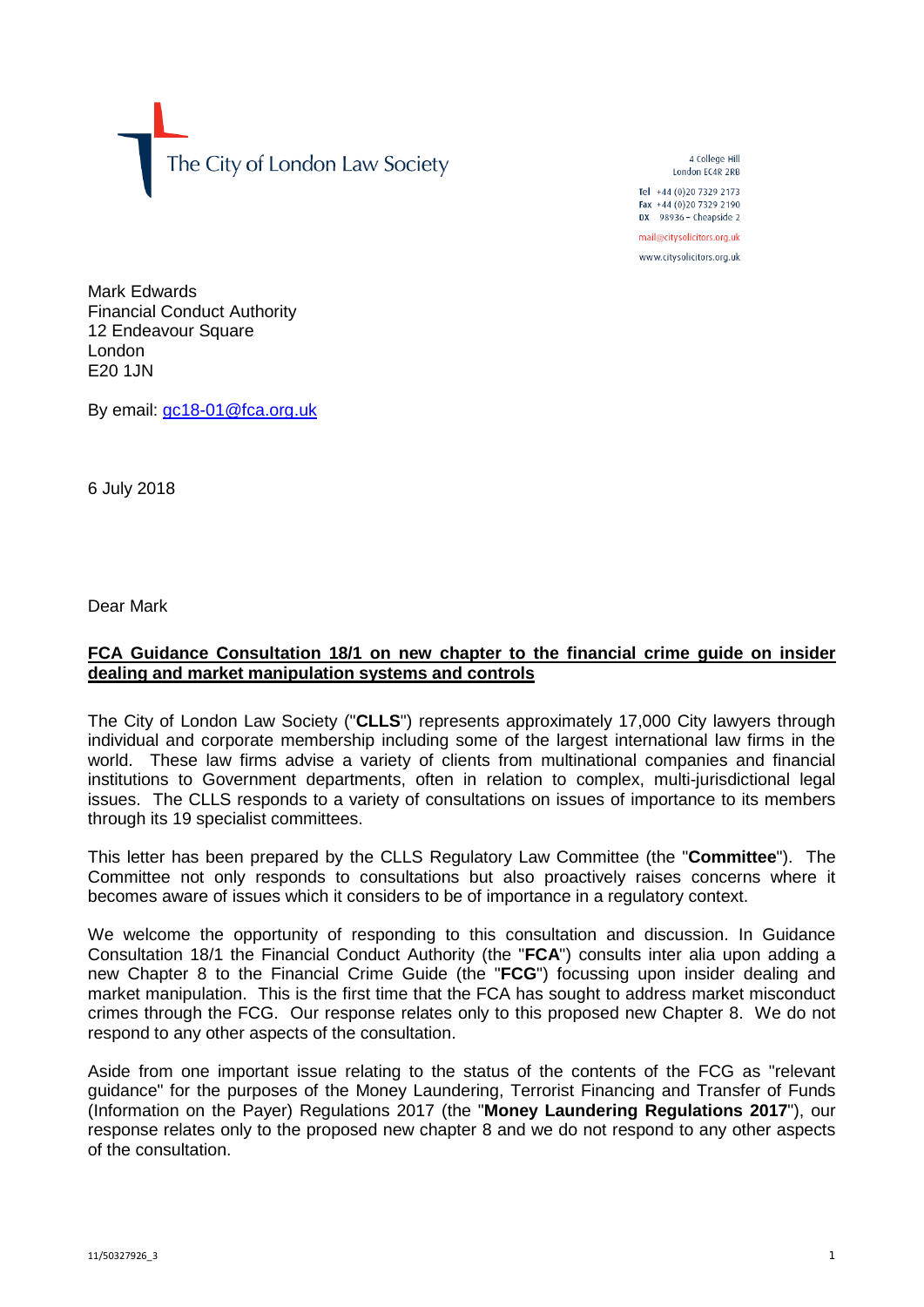The City of London Law Society

4 College Hill
London EC4R 2RB

Tel +44 (0)20 7329 2173
Fax +44 (0)20 7329 2190
DX 98936 – Cheapside 2

mail@citysolicitors.org.uk

www.citysolicitors.org.uk

Mark Edwards
Financial Conduct Authority
12 Endeavour Square
London
E20 1JN

By email: gc18-01@fca.org.uk

6 July 2018

Dear Mark

**FCA Guidance Consultation 18/1 on new chapter to the financial crime guide on insider dealing and market manipulation systems and controls**

The City of London Law Society ("**CLLS**") represents approximately 17,000 City lawyers through individual and corporate membership including some of the largest international law firms in the world. These law firms advise a variety of clients from multinational companies and financial institutions to Government departments, often in relation to complex, multi-jurisdictional legal issues. The CLLS responds to a variety of consultations on issues of importance to its members through its 19 specialist committees.

This letter has been prepared by the CLLS Regulatory Law Committee (the "**Committee**"). The Committee not only responds to consultations but also proactively raises concerns where it becomes aware of issues which it considers to be of importance in a regulatory context.

We welcome the opportunity of responding to this consultation and discussion. In Guidance Consultation 18/1 the Financial Conduct Authority (the "**FCA**") consults inter alia upon adding a new Chapter 8 to the Financial Crime Guide (the "**FCG**") focussing upon insider dealing and market manipulation. This is the first time that the FCA has sought to address market misconduct crimes through the FCG. Our response relates only to this proposed new Chapter 8. We do not respond to any other aspects of the consultation.

Aside from one important issue relating to the status of the contents of the FCG as "relevant guidance" for the purposes of the Money Laundering, Terrorist Financing and Transfer of Funds (Information on the Payer) Regulations 2017 (the "**Money Laundering Regulations 2017**"), our response relates only to the proposed new chapter 8 and we do not respond to any other aspects of the consultation.

11/50327926_3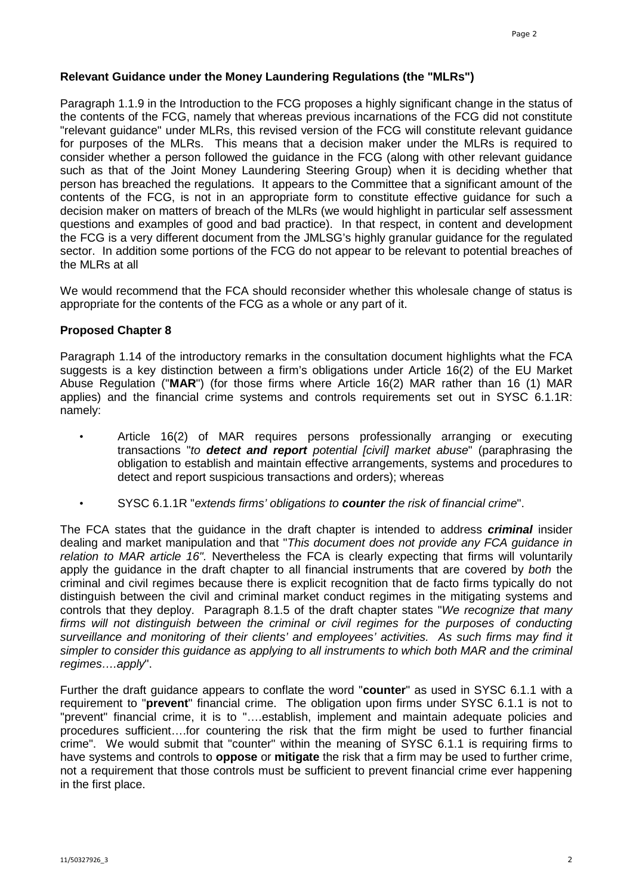**Relevant Guidance under the Money Laundering Regulations (the "MLRs")**

Paragraph 1.1.9 in the Introduction to the FCG proposes a highly significant change in the status of the contents of the FCG, namely that whereas previous incarnations of the FCG did not constitute "relevant guidance" under MLRs, this revised version of the FCG will constitute relevant guidance for purposes of the MLRs. This means that a decision maker under the MLRs is required to consider whether a person followed the guidance in the FCG (along with other relevant guidance such as that of the Joint Money Laundering Steering Group) when it is deciding whether that person has breached the regulations. It appears to the Committee that a significant amount of the contents of the FCG, is not in an appropriate form to constitute effective guidance for such a decision maker on matters of breach of the MLRs (we would highlight in particular self assessment questions and examples of good and bad practice). In that respect, in content and development the FCG is a very different document from the JMLSG's highly granular guidance for the regulated sector. In addition some portions of the FCG do not appear to be relevant to potential breaches of the MLRs at all

We would recommend that the FCA should reconsider whether this wholesale change of status is appropriate for the contents of the FCG as a whole or any part of it.

**Proposed Chapter 8**

Paragraph 1.14 of the introductory remarks in the consultation document highlights what the FCA suggests is a key distinction between a firm's obligations under Article 16(2) of the EU Market Abuse Regulation ("**MAR**") (for those firms where Article 16(2) MAR rather than 16 (1) MAR applies) and the financial crime systems and controls requirements set out in SYSC 6.1.1R: namely:

- Article 16(2) of MAR requires persons professionally arranging or executing transactions "*to **detect and report** potential [civil] market abuse*" (paraphrasing the obligation to establish and maintain effective arrangements, systems and procedures to detect and report suspicious transactions and orders); whereas

- SYSC 6.1.1R "*extends firms' obligations to **counter** the risk of financial crime*".

The FCA states that the guidance in the draft chapter is intended to address ***criminal*** insider dealing and market manipulation and that "*This document does not provide any FCA guidance in relation to MAR article 16".* Nevertheless the FCA is clearly expecting that firms will voluntarily apply the guidance in the draft chapter to all financial instruments that are covered by *both* the criminal and civil regimes because there is explicit recognition that de facto firms typically do not distinguish between the civil and criminal market conduct regimes in the mitigating systems and controls that they deploy. Paragraph 8.1.5 of the draft chapter states "*We recognize that many firms will not distinguish between the criminal or civil regimes for the purposes of conducting surveillance and monitoring of their clients' and employees' activities. As such firms may find it simpler to consider this guidance as applying to all instruments to which both MAR and the criminal regimes….apply*".

Further the draft guidance appears to conflate the word "**counter**" as used in SYSC 6.1.1 with a requirement to "**prevent**" financial crime. The obligation upon firms under SYSC 6.1.1 is not to "prevent" financial crime, it is to "….establish, implement and maintain adequate policies and procedures sufficient….for countering the risk that the firm might be used to further financial crime". We would submit that "counter" within the meaning of SYSC 6.1.1 is requiring firms to have systems and controls to **oppose** or **mitigate** the risk that a firm may be used to further crime, not a requirement that those controls must be sufficient to prevent financial crime ever happening in the first place.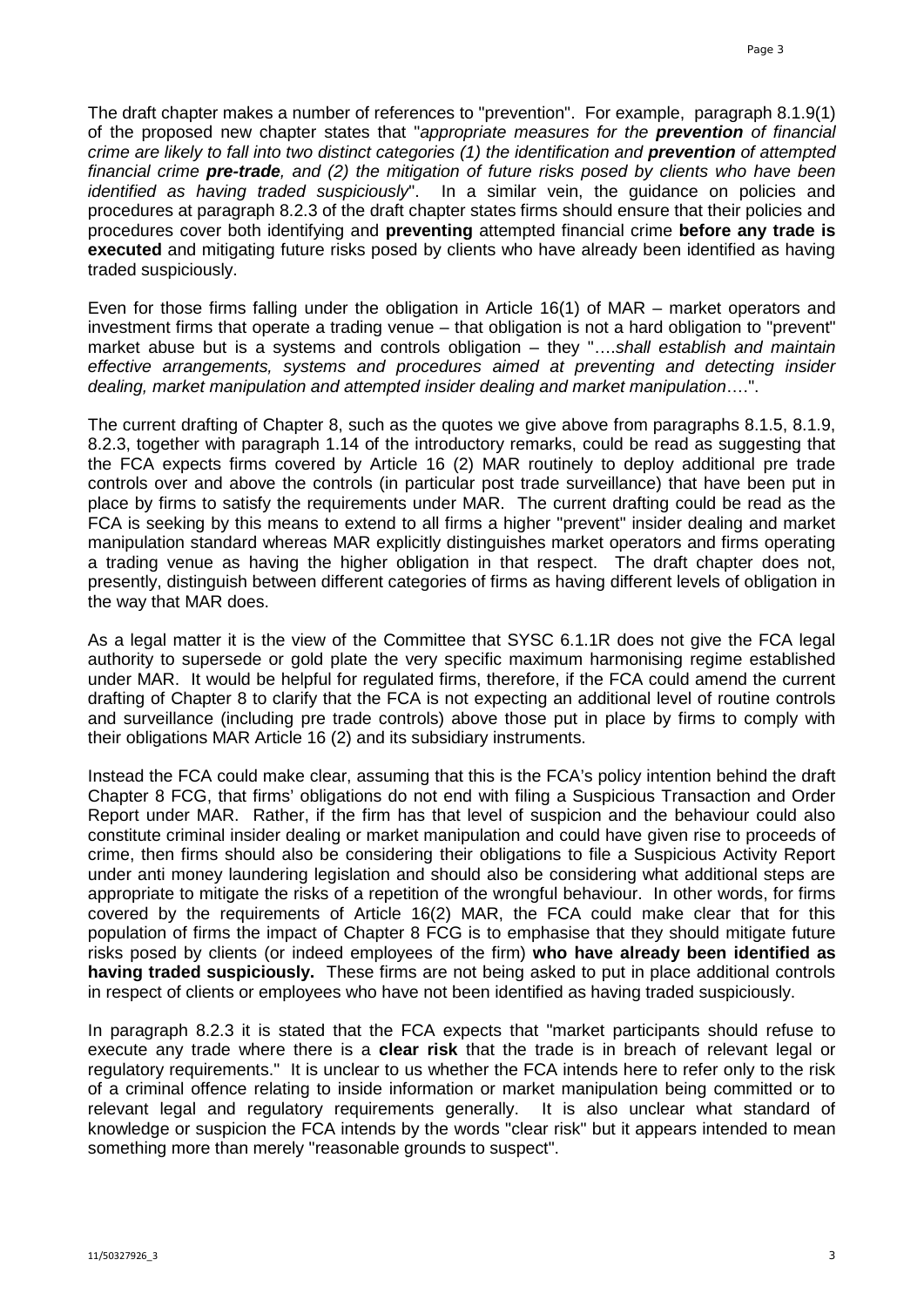The draft chapter makes a number of references to "prevention". For example, paragraph 8.1.9(1) of the proposed new chapter states that "*appropriate measures for the **prevention** of financial crime are likely to fall into two distinct categories (1) the identification and **prevention** of attempted financial crime **pre-trade**, and (2) the mitigation of future risks posed by clients who have been identified as having traded suspiciously*". In a similar vein, the guidance on policies and procedures at paragraph 8.2.3 of the draft chapter states firms should ensure that their policies and procedures cover both identifying and **preventing** attempted financial crime **before any trade is executed** and mitigating future risks posed by clients who have already been identified as having traded suspiciously.

Even for those firms falling under the obligation in Article 16(1) of MAR – market operators and investment firms that operate a trading venue – that obligation is not a hard obligation to "prevent" market abuse but is a systems and controls obligation – they "….*shall establish and maintain effective arrangements, systems and procedures aimed at preventing and detecting insider dealing, market manipulation and attempted insider dealing and market manipulation*….".

The current drafting of Chapter 8, such as the quotes we give above from paragraphs 8.1.5, 8.1.9, 8.2.3, together with paragraph 1.14 of the introductory remarks, could be read as suggesting that the FCA expects firms covered by Article 16 (2) MAR routinely to deploy additional pre trade controls over and above the controls (in particular post trade surveillance) that have been put in place by firms to satisfy the requirements under MAR. The current drafting could be read as the FCA is seeking by this means to extend to all firms a higher "prevent" insider dealing and market manipulation standard whereas MAR explicitly distinguishes market operators and firms operating a trading venue as having the higher obligation in that respect. The draft chapter does not, presently, distinguish between different categories of firms as having different levels of obligation in the way that MAR does.

As a legal matter it is the view of the Committee that SYSC 6.1.1R does not give the FCA legal authority to supersede or gold plate the very specific maximum harmonising regime established under MAR. It would be helpful for regulated firms, therefore, if the FCA could amend the current drafting of Chapter 8 to clarify that the FCA is not expecting an additional level of routine controls and surveillance (including pre trade controls) above those put in place by firms to comply with their obligations MAR Article 16 (2) and its subsidiary instruments.

Instead the FCA could make clear, assuming that this is the FCA's policy intention behind the draft Chapter 8 FCG, that firms' obligations do not end with filing a Suspicious Transaction and Order Report under MAR. Rather, if the firm has that level of suspicion and the behaviour could also constitute criminal insider dealing or market manipulation and could have given rise to proceeds of crime, then firms should also be considering their obligations to file a Suspicious Activity Report under anti money laundering legislation and should also be considering what additional steps are appropriate to mitigate the risks of a repetition of the wrongful behaviour. In other words, for firms covered by the requirements of Article 16(2) MAR, the FCA could make clear that for this population of firms the impact of Chapter 8 FCG is to emphasise that they should mitigate future risks posed by clients (or indeed employees of the firm) **who have already been identified as having traded suspiciously.** These firms are not being asked to put in place additional controls in respect of clients or employees who have not been identified as having traded suspiciously.

In paragraph 8.2.3 it is stated that the FCA expects that "market participants should refuse to execute any trade where there is a **clear risk** that the trade is in breach of relevant legal or regulatory requirements." It is unclear to us whether the FCA intends here to refer only to the risk of a criminal offence relating to inside information or market manipulation being committed or to relevant legal and regulatory requirements generally. It is also unclear what standard of knowledge or suspicion the FCA intends by the words "clear risk" but it appears intended to mean something more than merely "reasonable grounds to suspect".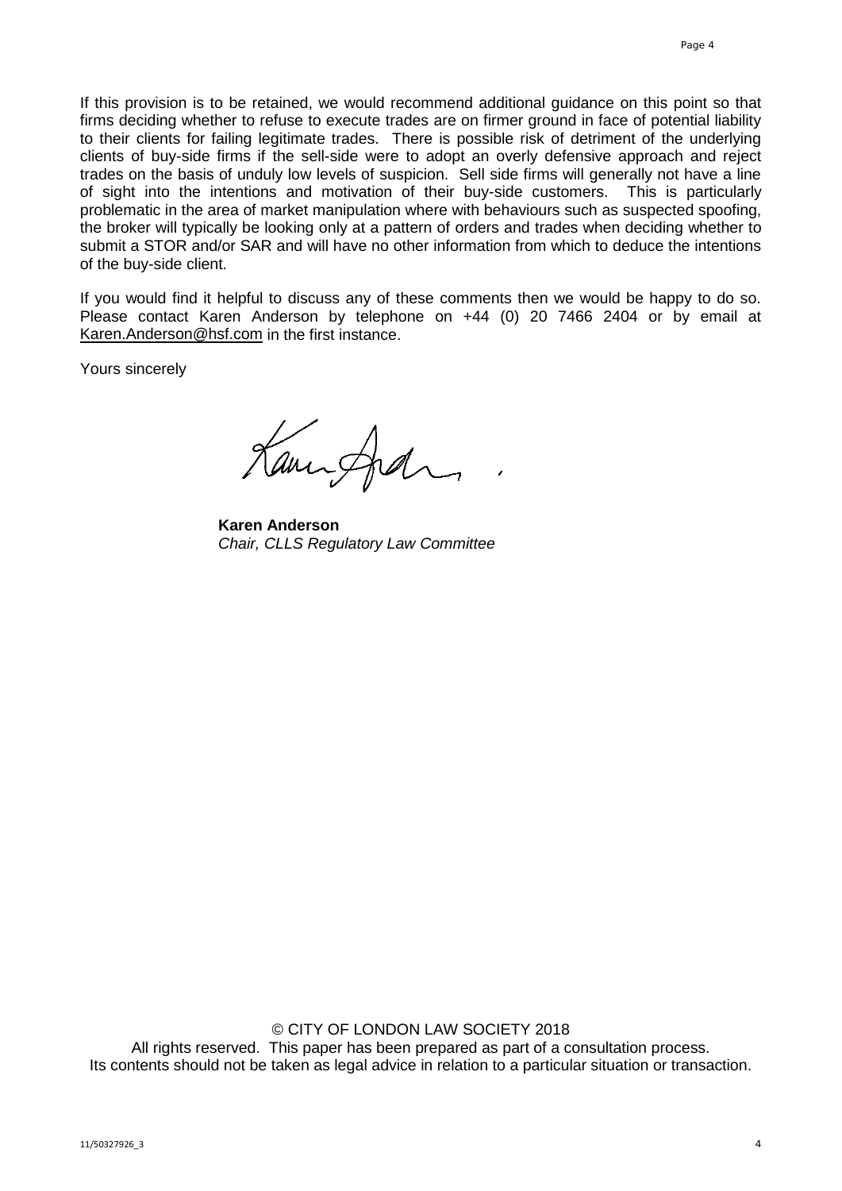If this provision is to be retained, we would recommend additional guidance on this point so that firms deciding whether to refuse to execute trades are on firmer ground in face of potential liability to their clients for failing legitimate trades. There is possible risk of detriment of the underlying clients of buy-side firms if the sell-side were to adopt an overly defensive approach and reject trades on the basis of unduly low levels of suspicion. Sell side firms will generally not have a line of sight into the intentions and motivation of their buy-side customers. This is particularly problematic in the area of market manipulation where with behaviours such as suspected spoofing, the broker will typically be looking only at a pattern of orders and trades when deciding whether to submit a STOR and/or SAR and will have no other information from which to deduce the intentions of the buy-side client.

If you would find it helpful to discuss any of these comments then we would be happy to do so. Please contact Karen Anderson by telephone on +44 (0) 20 7466 2404 or by email at Karen.Anderson@hsf.com in the first instance.

Yours sincerely

**Karen Anderson**
*Chair, CLLS Regulatory Law Committee*

© CITY OF LONDON LAW SOCIETY 2018
All rights reserved. This paper has been prepared as part of a consultation process.
Its contents should not be taken as legal advice in relation to a particular situation or transaction.

11/50327926_3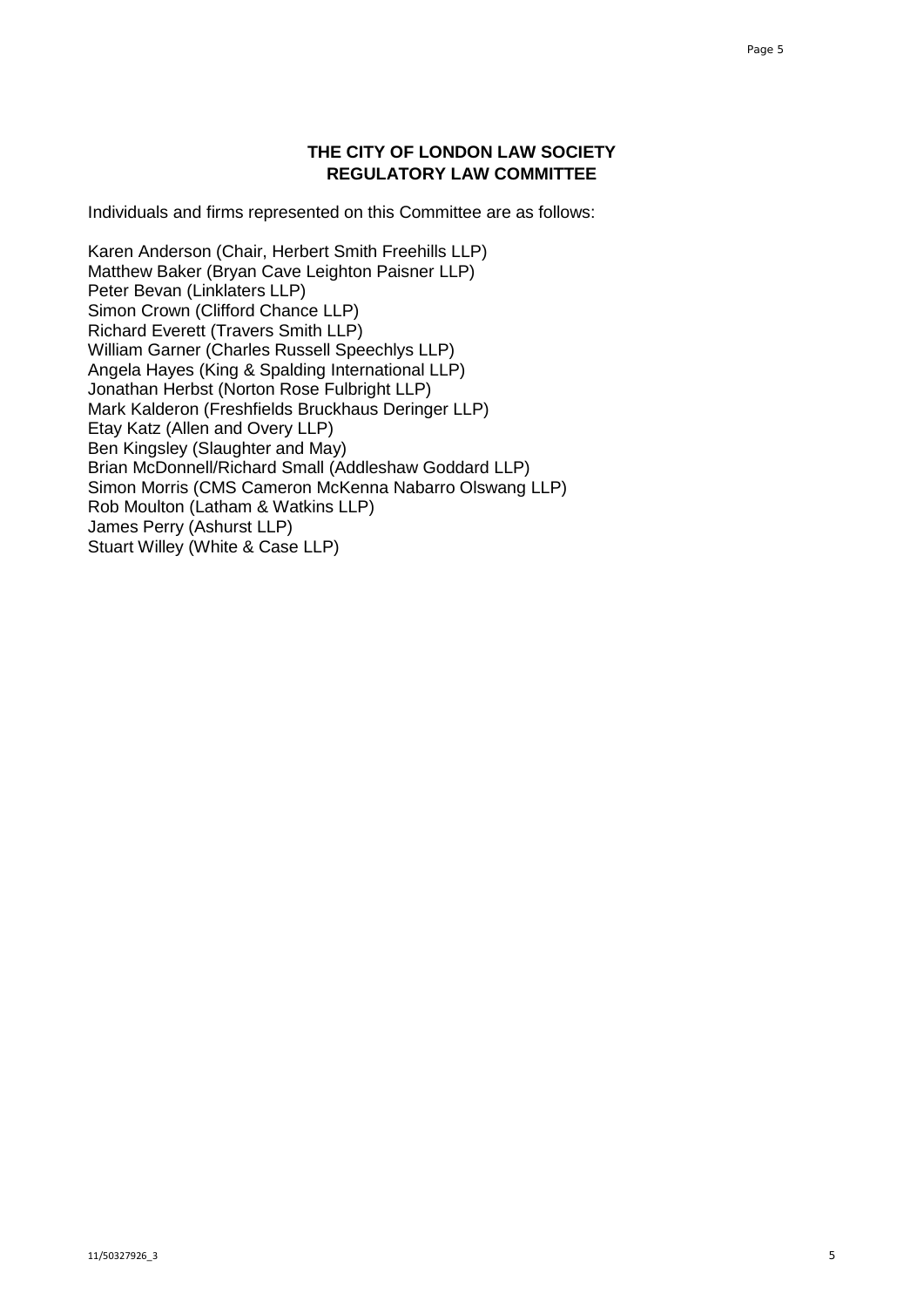**THE CITY OF LONDON LAW SOCIETY**
**REGULATORY LAW COMMITTEE**

Individuals and firms represented on this Committee are as follows:

Karen Anderson (Chair, Herbert Smith Freehills LLP)
Matthew Baker (Bryan Cave Leighton Paisner LLP)
Peter Bevan (Linklaters LLP)
Simon Crown (Clifford Chance LLP)
Richard Everett (Travers Smith LLP)
William Garner (Charles Russell Speechlys LLP)
Angela Hayes (King & Spalding International LLP)
Jonathan Herbst (Norton Rose Fulbright LLP)
Mark Kalderon (Freshfields Bruckhaus Deringer LLP)
Etay Katz (Allen and Overy LLP)
Ben Kingsley (Slaughter and May)
Brian McDonnell/Richard Small (Addleshaw Goddard LLP)
Simon Morris (CMS Cameron McKenna Nabarro Olswang LLP)
Rob Moulton (Latham & Watkins LLP)
James Perry (Ashurst LLP)
Stuart Willey (White & Case LLP)

11/50327926_3